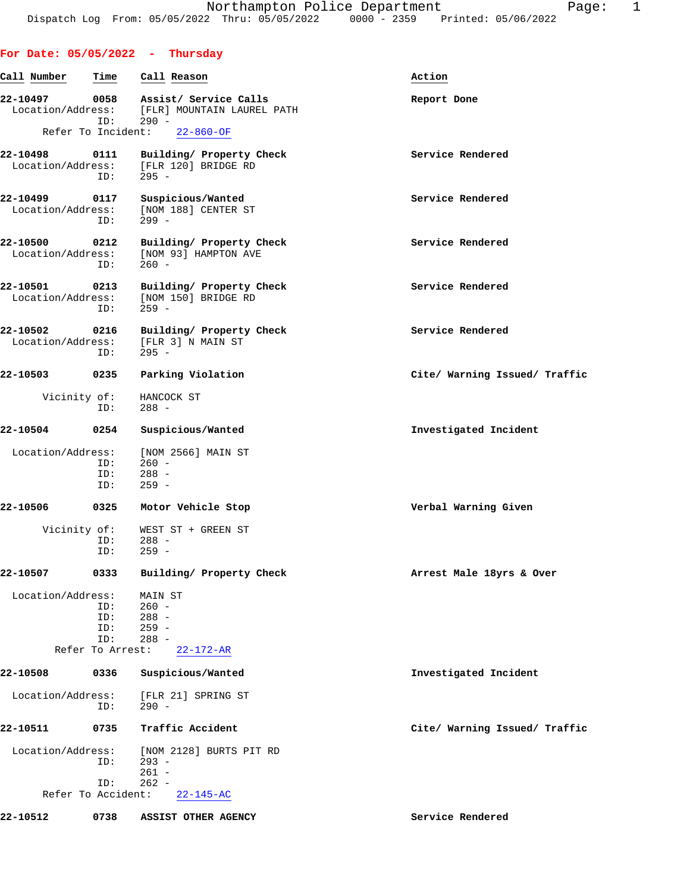Northampton Police Department
Dispatch Log From: 05/05/2022 Thru: 05/05/2022 0000 - 2359 Printed: 05/06/2022

## For Date: 05/05/2022 - Thursday

| Call Number | Time | Call Reason | Action |
|---|---|---|---|
| 22-10497 | 0058 | Assist/ Service Calls | Report Done |

Location/Address: [FLR] MOUNTAIN LAUREL PATH
ID: 290 -
Refer To Incident: 22-860-OF

**22-10498** 0111 Building/ Property Check — Service Rendered
Location/Address: [FLR 120] BRIDGE RD
ID: 295 -

**22-10499** 0117 Suspicious/Wanted — Service Rendered
Location/Address: [NOM 188] CENTER ST
ID: 299 -

**22-10500** 0212 Building/ Property Check — Service Rendered
Location/Address: [NOM 93] HAMPTON AVE
ID: 260 -

**22-10501** 0213 Building/ Property Check — Service Rendered
Location/Address: [NOM 150] BRIDGE RD
ID: 259 -

**22-10502** 0216 Building/ Property Check — Service Rendered
Location/Address: [FLR 3] N MAIN ST
ID: 295 -

**22-10503** 0235 Parking Violation — Cite/ Warning Issued/ Traffic
Vicinity of: HANCOCK ST
ID: 288 -

**22-10504** 0254 Suspicious/Wanted — Investigated Incident
Location/Address: [NOM 2566] MAIN ST
ID: 260 -
ID: 288 -
ID: 259 -

**22-10506** 0325 Motor Vehicle Stop — Verbal Warning Given
Vicinity of: WEST ST + GREEN ST
ID: 288 -
ID: 259 -

**22-10507** 0333 Building/ Property Check — Arrest Male 18yrs & Over
Location/Address: MAIN ST
ID: 260 -
ID: 288 -
ID: 259 -
ID: 288 -
Refer To Arrest: 22-172-AR

**22-10508** 0336 Suspicious/Wanted — Investigated Incident
Location/Address: [FLR 21] SPRING ST
ID: 290 -

**22-10511** 0735 Traffic Accident — Cite/ Warning Issued/ Traffic
Location/Address: [NOM 2128] BURTS PIT RD
ID: 293 -
261 -
ID: 262 -
Refer To Accident: 22-145-AC

**22-10512** 0738 ASSIST OTHER AGENCY — Service Rendered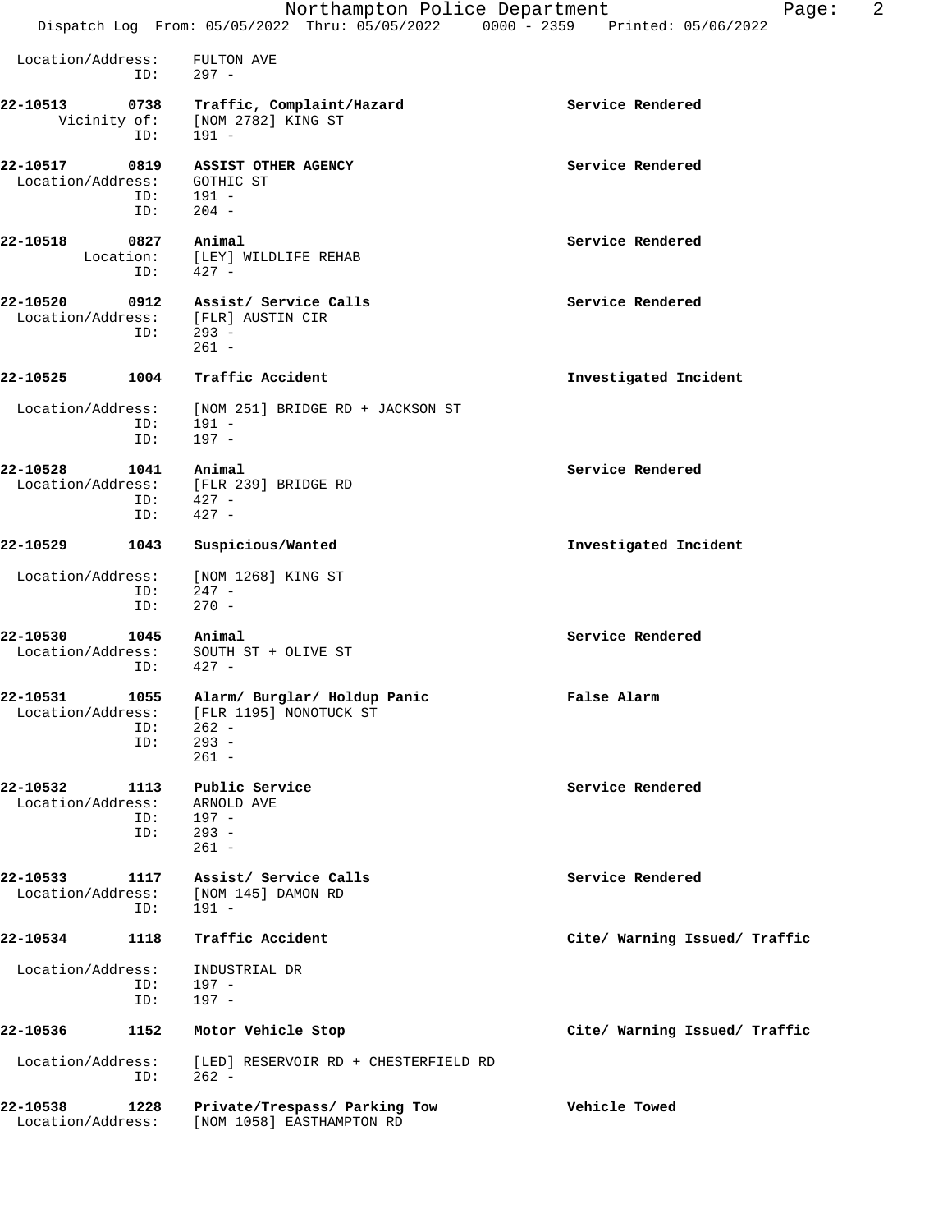Location/Address: FULTON AVE
ID: 297 -

**22-10513 0738 Traffic, Complaint/Hazard** — **Service Rendered**
Vicinity of: [NOM 2782] KING ST
ID: 191 -

**22-10517 0819 ASSIST OTHER AGENCY** — **Service Rendered**
Location/Address: GOTHIC ST
ID: 191 -
ID: 204 -

**22-10518 0827 Animal** — **Service Rendered**
Location: [LEY] WILDLIFE REHAB
ID: 427 -

**22-10520 0912 Assist/ Service Calls** — **Service Rendered**
Location/Address: [FLR] AUSTIN CIR
ID: 293 -
261 -

**22-10525 1004 Traffic Accident** — **Investigated Incident**
Location/Address: [NOM 251] BRIDGE RD + JACKSON ST
ID: 191 -
ID: 197 -

**22-10528 1041 Animal** — **Service Rendered**
Location/Address: [FLR 239] BRIDGE RD
ID: 427 -
ID: 427 -

**22-10529 1043 Suspicious/Wanted** — **Investigated Incident**
Location/Address: [NOM 1268] KING ST
ID: 247 -
ID: 270 -

**22-10530 1045 Animal** — **Service Rendered**
Location/Address: SOUTH ST + OLIVE ST
ID: 427 -

**22-10531 1055 Alarm/ Burglar/ Holdup Panic** — **False Alarm**
Location/Address: [FLR 1195] NONOTUCK ST
ID: 262 -
ID: 293 -
261 -

**22-10532 1113 Public Service** — **Service Rendered**
Location/Address: ARNOLD AVE
ID: 197 -
ID: 293 -
261 -

**22-10533 1117 Assist/ Service Calls** — **Service Rendered**
Location/Address: [NOM 145] DAMON RD
ID: 191 -

**22-10534 1118 Traffic Accident** — **Cite/ Warning Issued/ Traffic**
Location/Address: INDUSTRIAL DR
ID: 197 -
ID: 197 -

**22-10536 1152 Motor Vehicle Stop** — **Cite/ Warning Issued/ Traffic**
Location/Address: [LED] RESERVOIR RD + CHESTERFIELD RD
ID: 262 -

**22-10538 1228 Private/Trespass/ Parking Tow** — **Vehicle Towed**
Location/Address: [NOM 1058] EASTHAMPTON RD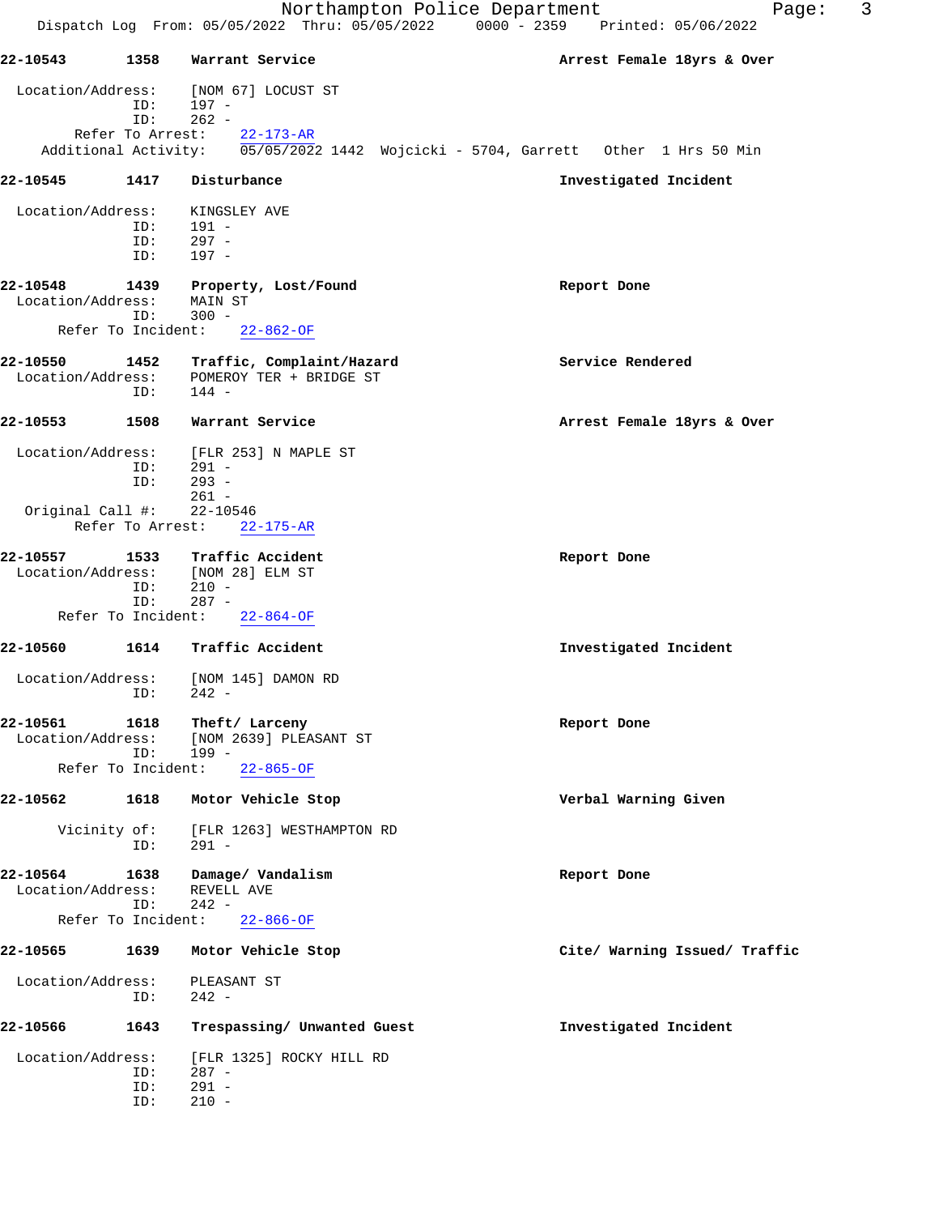**22-10543 1358 Warrant Service** — **Arrest Female 18yrs & Over**

Location/Address: [NOM 67] LOCUST ST
ID: 197 -
ID: 262 -
Refer To Arrest: 22-173-AR
Additional Activity: 05/05/2022 1442 Wojcicki - 5704, Garrett Other 1 Hrs 50 Min

**22-10545 1417 Disturbance** — **Investigated Incident**

Location/Address: KINGSLEY AVE
ID: 191 -
ID: 297 -
ID: 197 -

**22-10548 1439 Property, Lost/Found** — **Report Done**

Location/Address: MAIN ST
ID: 300 -
Refer To Incident: 22-862-OF

**22-10550 1452 Traffic, Complaint/Hazard** — **Service Rendered**

Location/Address: POMEROY TER + BRIDGE ST
ID: 144 -

**22-10553 1508 Warrant Service** — **Arrest Female 18yrs & Over**

Location/Address: [FLR 253] N MAPLE ST
ID: 291 -
ID: 293 -
261 -
Original Call #: 22-10546
Refer To Arrest: 22-175-AR

**22-10557 1533 Traffic Accident** — **Report Done**

Location/Address: [NOM 28] ELM ST
ID: 210 -
ID: 287 -
Refer To Incident: 22-864-OF

**22-10560 1614 Traffic Accident** — **Investigated Incident**

Location/Address: [NOM 145] DAMON RD
ID: 242 -

**22-10561 1618 Theft/ Larceny** — **Report Done**

Location/Address: [NOM 2639] PLEASANT ST
ID: 199 -
Refer To Incident: 22-865-OF

**22-10562 1618 Motor Vehicle Stop** — **Verbal Warning Given**

Vicinity of: [FLR 1263] WESTHAMPTON RD
ID: 291 -

**22-10564 1638 Damage/ Vandalism** — **Report Done**

Location/Address: REVELL AVE
ID: 242 -
Refer To Incident: 22-866-OF

**22-10565 1639 Motor Vehicle Stop** — **Cite/ Warning Issued/ Traffic**

Location/Address: PLEASANT ST
ID: 242 -

**22-10566 1643 Trespassing/ Unwanted Guest** — **Investigated Incident**

Location/Address: [FLR 1325] ROCKY HILL RD
ID: 287 -
ID: 291 -
ID: 210 -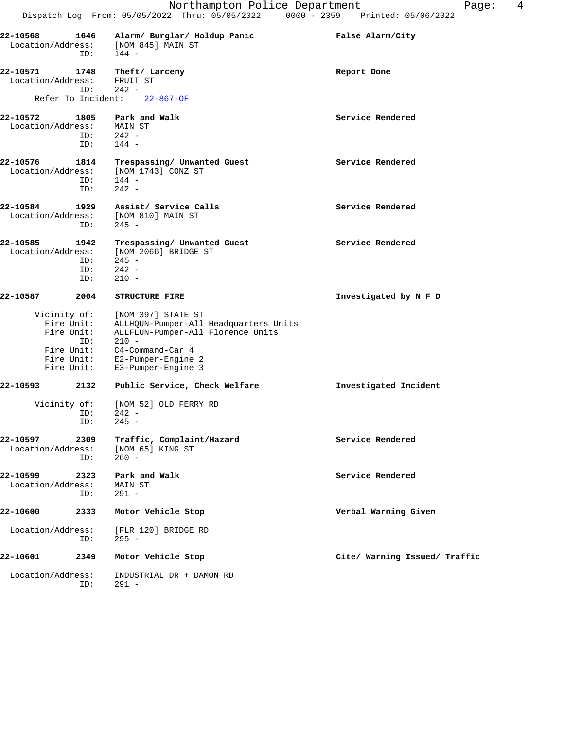22-10568 1646 **Alarm/ Burglar/ Holdup Panic** **False Alarm/City**
Location/Address: [NOM 845] MAIN ST
ID: 144 -

22-10571 1748 **Theft/ Larceny** **Report Done**
Location/Address: FRUIT ST
ID: 242 -
Refer To Incident: 22-867-OF

22-10572 1805 **Park and Walk** **Service Rendered**
Location/Address: MAIN ST
ID: 242 -
ID: 144 -

22-10576 1814 **Trespassing/ Unwanted Guest** **Service Rendered**
Location/Address: [NOM 1743] CONZ ST
ID: 144 -
ID: 242 -

22-10584 1929 **Assist/ Service Calls** **Service Rendered**
Location/Address: [NOM 810] MAIN ST
ID: 245 -

22-10585 1942 **Trespassing/ Unwanted Guest** **Service Rendered**
Location/Address: [NOM 2066] BRIDGE ST
ID: 245 -
ID: 242 -
ID: 210 -

22-10587 2004 **STRUCTURE FIRE** **Investigated by N F D**

Vicinity of: [NOM 397] STATE ST
Fire Unit: ALLHQUN-Pumper-All Headquarters Units
Fire Unit: ALLFLUN-Pumper-All Florence Units
ID: 210 -
Fire Unit: C4-Command-Car 4
Fire Unit: E2-Pumper-Engine 2
Fire Unit: E3-Pumper-Engine 3

22-10593 2132 **Public Service, Check Welfare** **Investigated Incident**

Vicinity of: [NOM 52] OLD FERRY RD
ID: 242 -
ID: 245 -

22-10597 2309 **Traffic, Complaint/Hazard** **Service Rendered**
Location/Address: [NOM 65] KING ST
ID: 260 -

22-10599 2323 **Park and Walk** **Service Rendered**
Location/Address: MAIN ST
ID: 291 -

22-10600 2333 **Motor Vehicle Stop** **Verbal Warning Given**

Location/Address: [FLR 120] BRIDGE RD
ID: 295 -

22-10601 2349 **Motor Vehicle Stop** **Cite/ Warning Issued/ Traffic**

Location/Address: INDUSTRIAL DR + DAMON RD
ID: 291 -